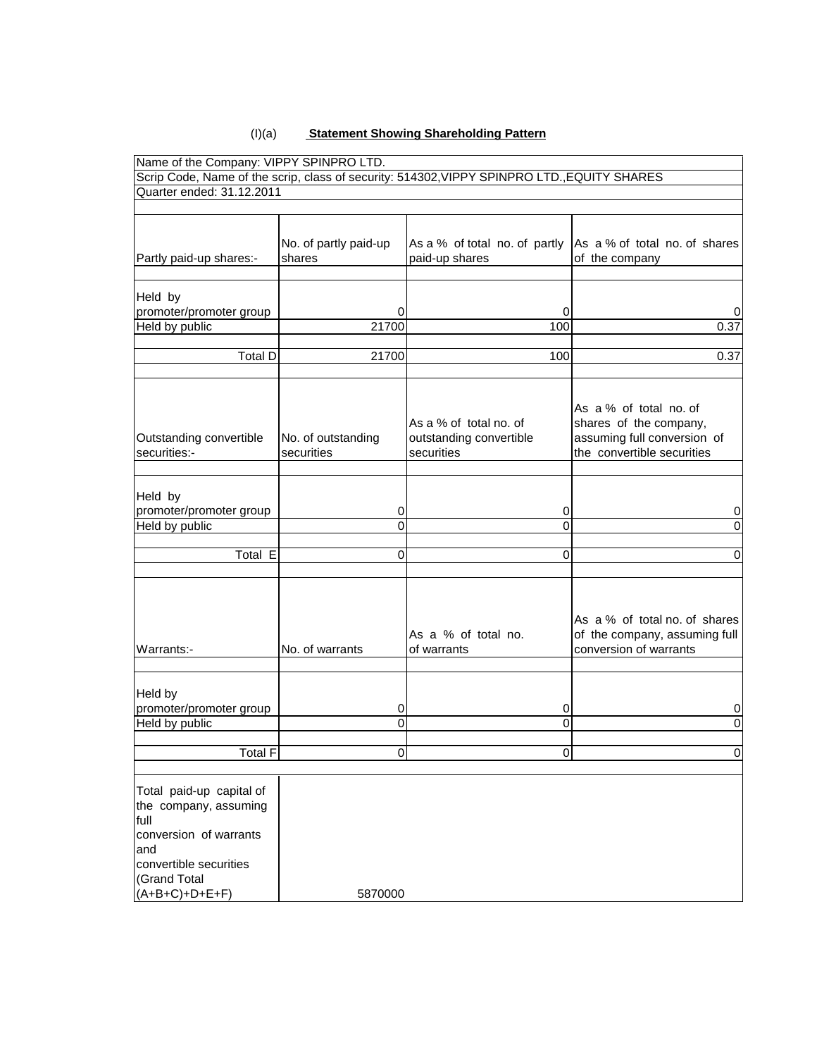(I)(a) **Statement Showing Shareholding Pattern**

| Name of the Company: VIPPY SPINPRO LTD. | | | |
|---|---|---|---|
| Scrip Code, Name of the scrip, class of security: 514302,VIPPY SPINPRO LTD.,EQUITY SHARES | | | |
| Quarter ended: 31.12.2011 | | | |
| | | | |
| Partly paid-up shares:- | No. of partly paid-up shares | As a % of total no. of partly paid-up shares | As a % of total no. of shares of the company |
| | | | |
| Held by promoter/promoter group | 0 | 0 | 0 |
| Held by public | 21700 | 100 | 0.37 |
| | | | |
| Total D | 21700 | 100 | 0.37 |
| | | | |
| Outstanding convertible securities:- | No. of outstanding securities | As a % of total no. of outstanding convertible securities | As a % of total no. of shares of the company, assuming full conversion of the convertible securities |
| | | | |
| Held by promoter/promoter group | 0 | 0 | 0 |
| Held by public | 0 | 0 | 0 |
| | | | |
| Total E | 0 | 0 | 0 |
| | | | |
| Warrants:- | No. of warrants | As a % of total no. of warrants | As a % of total no. of shares of the company, assuming full conversion of warrants |
| | | | |
| Held by promoter/promoter group | 0 | 0 | 0 |
| Held by public | 0 | 0 | 0 |
| | | | |
| Total F | 0 | 0 | 0 |
| | | | |
| Total paid-up capital of the company, assuming full conversion of warrants and convertible securities (Grand Total (A+B+C)+D+E+F) | 5870000 | | |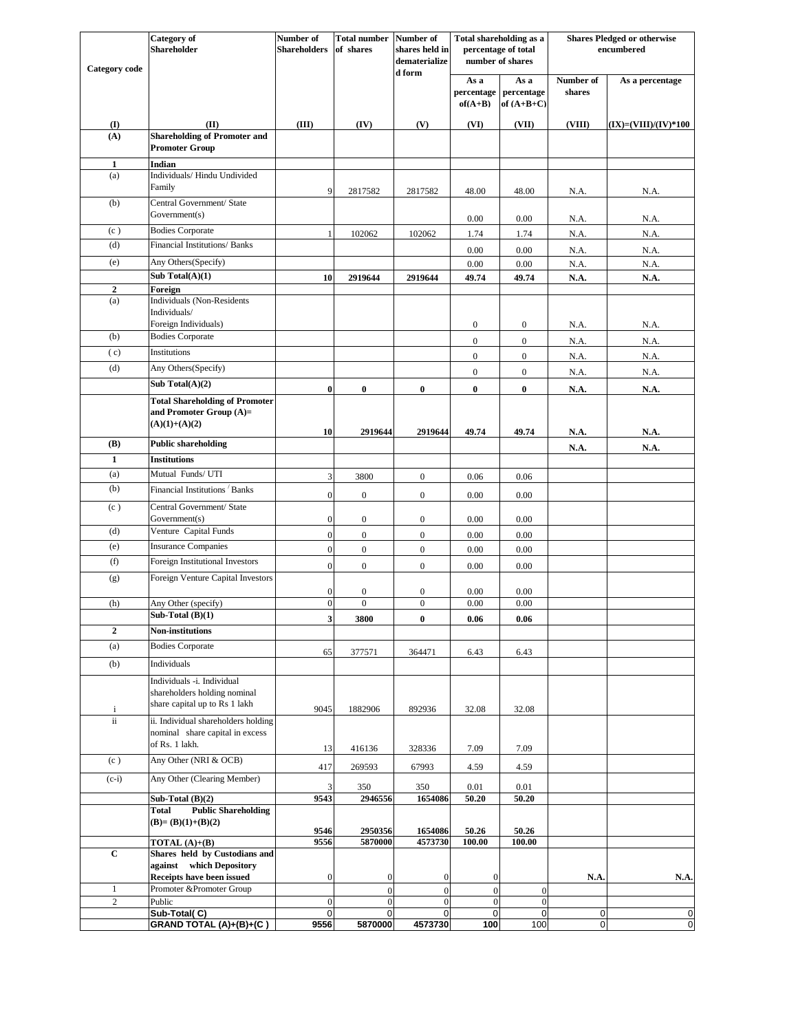| Category code | Category of Shareholder | Number of Shareholders | Total number of shares | Number of shares held in dematerialized form | Total shareholding as a percentage of total number of shares | | Shares Pledged or otherwise encumbered | |
|---|---|---|---|---|---|---|---|---|
| | | | | | As a percentage of(A+B) | As a percentage of (A+B+C) | Number of shares | As a percentage |
| (I) | (II) | (III) | (IV) | (V) | (VI) | (VII) | (VIII) | (IX)=(VIII)/(IV)*100 |
| **(A)** | **Shareholding of Promoter and Promoter Group** | | | | | | | |
| **1** | **Indian** | | | | | | | |
| (a) | Individuals/ Hindu Undivided Family | 9 | 2817582 | 2817582 | 48.00 | 48.00 | N.A. | N.A. |
| (b) | Central Government/ State Government(s) | | | | 0.00 | 0.00 | N.A. | N.A. |
| (c ) | Bodies Corporate | 1 | 102062 | 102062 | 1.74 | 1.74 | N.A. | N.A. |
| (d) | Financial Institutions/ Banks | | | | 0.00 | 0.00 | N.A. | N.A. |
| (e) | Any Others(Specify) | | | | 0.00 | 0.00 | N.A. | N.A. |
| | **Sub Total(A)(1)** | **10** | **2919644** | **2919644** | **49.74** | **49.74** | **N.A.** | **N.A.** |
| **2** | **Foreign** | | | | | | | |
| (a) | Individuals (Non-Residents Individuals/ Foreign Individuals) | | | | 0 | 0 | N.A. | N.A. |
| (b) | Bodies Corporate | | | | 0 | 0 | N.A. | N.A. |
| ( c) | Institutions | | | | 0 | 0 | N.A. | N.A. |
| (d) | Any Others(Specify) | | | | 0 | 0 | N.A. | N.A. |
| | **Sub Total(A)(2)** | **0** | **0** | **0** | **0** | **0** | **N.A.** | **N.A.** |
| | **Total Shareholding of Promoter and Promoter Group (A)= (A)(1)+(A)(2)** | **10** | **2919644** | **2919644** | **49.74** | **49.74** | **N.A.** | **N.A.** |
| **(B)** | **Public shareholding** | | | | | | **N.A.** | **N.A.** |
| **1** | **Institutions** | | | | | | | |
| (a) | Mutual Funds/ UTI | 3 | 3800 | 0 | 0.06 | 0.06 | | |
| (b) | Financial Institutions / Banks | 0 | 0 | 0 | 0.00 | 0.00 | | |
| (c ) | Central Government/ State Government(s) | 0 | 0 | 0 | 0.00 | 0.00 | | |
| (d) | Venture Capital Funds | 0 | 0 | 0 | 0.00 | 0.00 | | |
| (e) | Insurance Companies | 0 | 0 | 0 | 0.00 | 0.00 | | |
| (f) | Foreign Institutional Investors | 0 | 0 | 0 | 0.00 | 0.00 | | |
| (g) | Foreign Venture Capital Investors | 0 | 0 | 0 | 0.00 | 0.00 | | |
| (h) | Any Other (specify) | 0 | 0 | 0 | 0.00 | 0.00 | | |
| | **Sub-Total (B)(1)** | **3** | **3800** | **0** | **0.06** | **0.06** | | |
| **2** | **Non-institutions** | | | | | | | |
| (a) | Bodies Corporate | 65 | 377571 | 364471 | 6.43 | 6.43 | | |
| (b) | Individuals | | | | | | | |
| i | Individuals -i. Individual shareholders holding nominal share capital up to Rs 1 lakh | 9045 | 1882906 | 892936 | 32.08 | 32.08 | | |
| ii | ii. Individual shareholders holding nominal share capital in excess of Rs. 1 lakh. | 13 | 416136 | 328336 | 7.09 | 7.09 | | |
| (c ) | Any Other (NRI & OCB) | 417 | 269593 | 67993 | 4.59 | 4.59 | | |
| (c-i) | Any Other (Clearing Member) | 3 | 350 | 350 | 0.01 | 0.01 | | |
| | **Sub-Total (B)(2)** | **9543** | **2946556** | **1654086** | **50.20** | **50.20** | | |
| | **Total Public Shareholding (B)= (B)(1)+(B)(2)** | **9546** | **2950356** | **1654086** | **50.26** | **50.26** | | |
| | **TOTAL (A)+(B)** | **9556** | **5870000** | **4573730** | **100.00** | **100.00** | | |
| **C** | **Shares held by Custodians and against which Depository Receipts have been issued** | 0 | 0 | 0 | 0 | | **N.A.** | **N.A.** |
| 1 | Promoter &Promoter Group | | 0 | 0 | 0 | 0 | | |
| 2 | Public | 0 | 0 | 0 | 0 | 0 | | |
| | **Sub-Total( C)** | 0 | 0 | 0 | 0 | 0 | 0 | 0 |
| | **GRAND TOTAL (A)+(B)+(C )** | **9556** | **5870000** | **4573730** | **100** | 100 | 0 | 0 |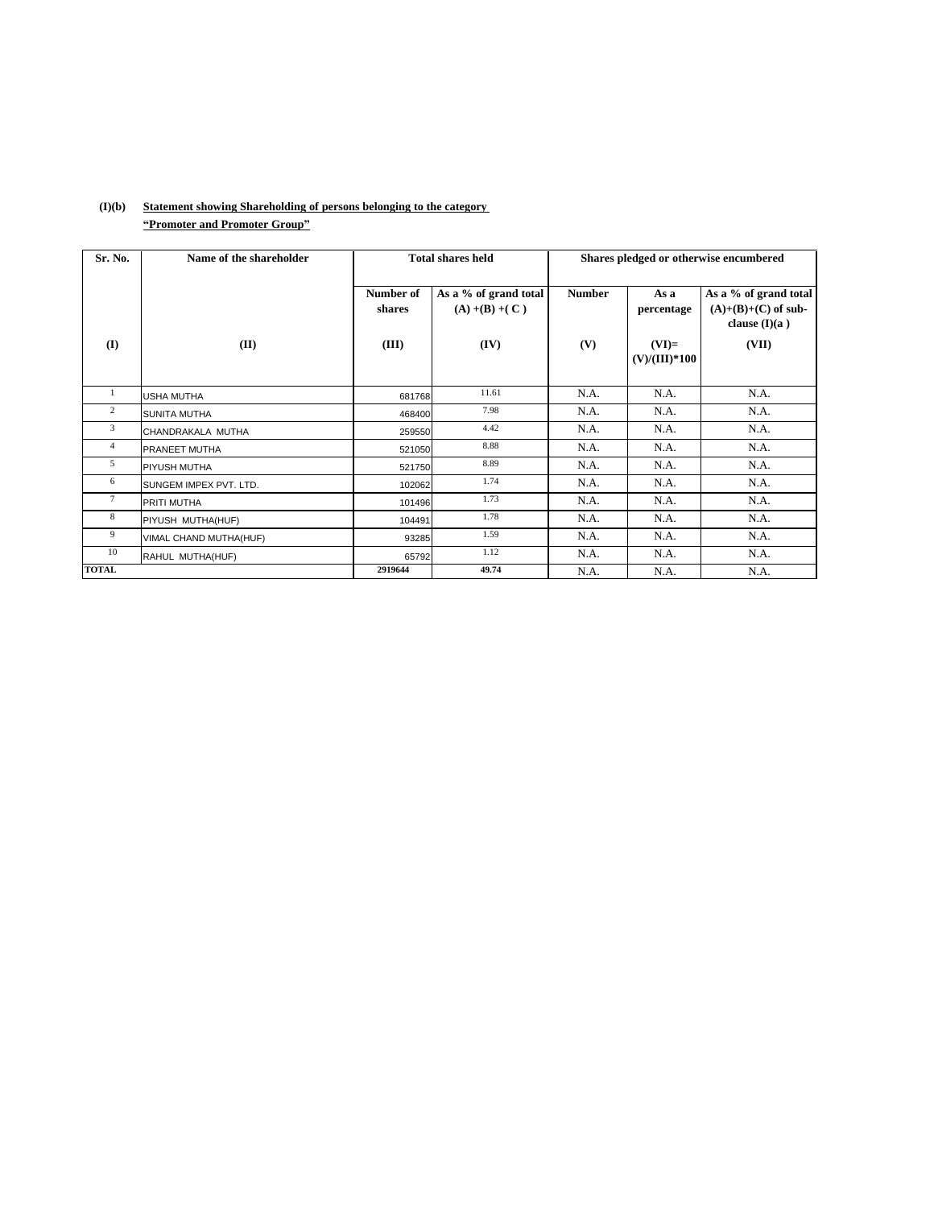**(I)(b)** **Statement showing Shareholding of persons belonging to the category "Promoter and Promoter Group"**

| Sr. No. | Name of the shareholder | Total shares held | | Shares pledged or otherwise encumbered | | |
|---|---|---|---|---|---|---|
| | | Number of shares | As a % of grand total (A) +(B) +( C ) | Number | As a percentage | As a % of grand total (A)+(B)+(C) of sub-clause (I)(a ) |
| (I) | (II) | (III) | (IV) | (V) | (VI)= (V)/(III)*100 | (VII) |
| 1 | USHA MUTHA | 681768 | 11.61 | N.A. | N.A. | N.A. |
| 2 | SUNITA MUTHA | 468400 | 7.98 | N.A. | N.A. | N.A. |
| 3 | CHANDRAKALA MUTHA | 259550 | 4.42 | N.A. | N.A. | N.A. |
| 4 | PRANEET MUTHA | 521050 | 8.88 | N.A. | N.A. | N.A. |
| 5 | PIYUSH MUTHA | 521750 | 8.89 | N.A. | N.A. | N.A. |
| 6 | SUNGEM IMPEX PVT. LTD. | 102062 | 1.74 | N.A. | N.A. | N.A. |
| 7 | PRITI MUTHA | 101496 | 1.73 | N.A. | N.A. | N.A. |
| 8 | PIYUSH MUTHA(HUF) | 104491 | 1.78 | N.A. | N.A. | N.A. |
| 9 | VIMAL CHAND MUTHA(HUF) | 93285 | 1.59 | N.A. | N.A. | N.A. |
| 10 | RAHUL MUTHA(HUF) | 65792 | 1.12 | N.A. | N.A. | N.A. |
| **TOTAL** | | **2919644** | **49.74** | N.A. | N.A. | N.A. |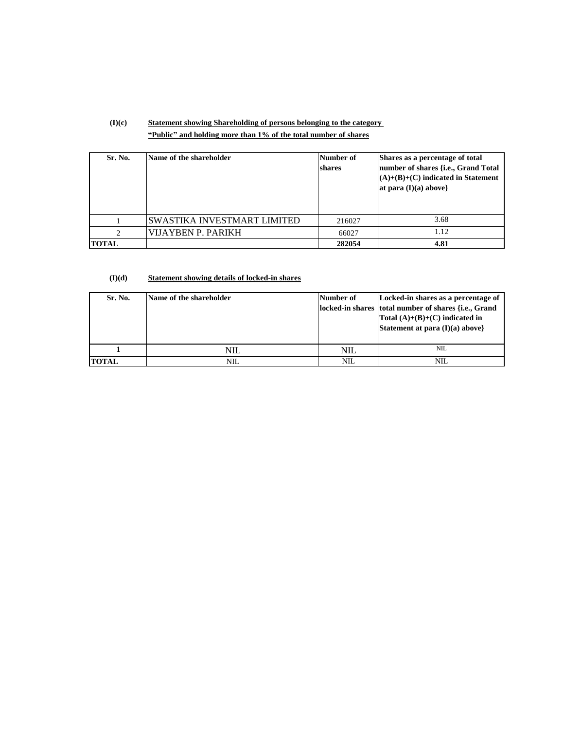**(I)(c)** **Statement showing Shareholding of persons belonging to the category "Public" and holding more than 1% of the total number of shares**

| Sr. No. | Name of the shareholder | Number of shares | Shares as a percentage of total number of shares {i.e., Grand Total (A)+(B)+(C) indicated in Statement at para (I)(a) above} |
|---|---|---|---|
| 1 | SWASTIKA INVESTMART LIMITED | 216027 | 3.68 |
| 2 | VIJAYBEN P. PARIKH | 66027 | 1.12 |
| **TOTAL** | | **282054** | **4.81** |

**(I)(d)** **Statement showing details of locked-in shares**

| Sr. No. | Name of the shareholder | Number of locked-in shares | Locked-in shares as a percentage of total number of shares {i.e., Grand Total (A)+(B)+(C) indicated in Statement at para (I)(a) above} |
|---|---|---|---|
| **1** | NIL | NIL | NIL |
| **TOTAL** | NIL | NIL | NIL |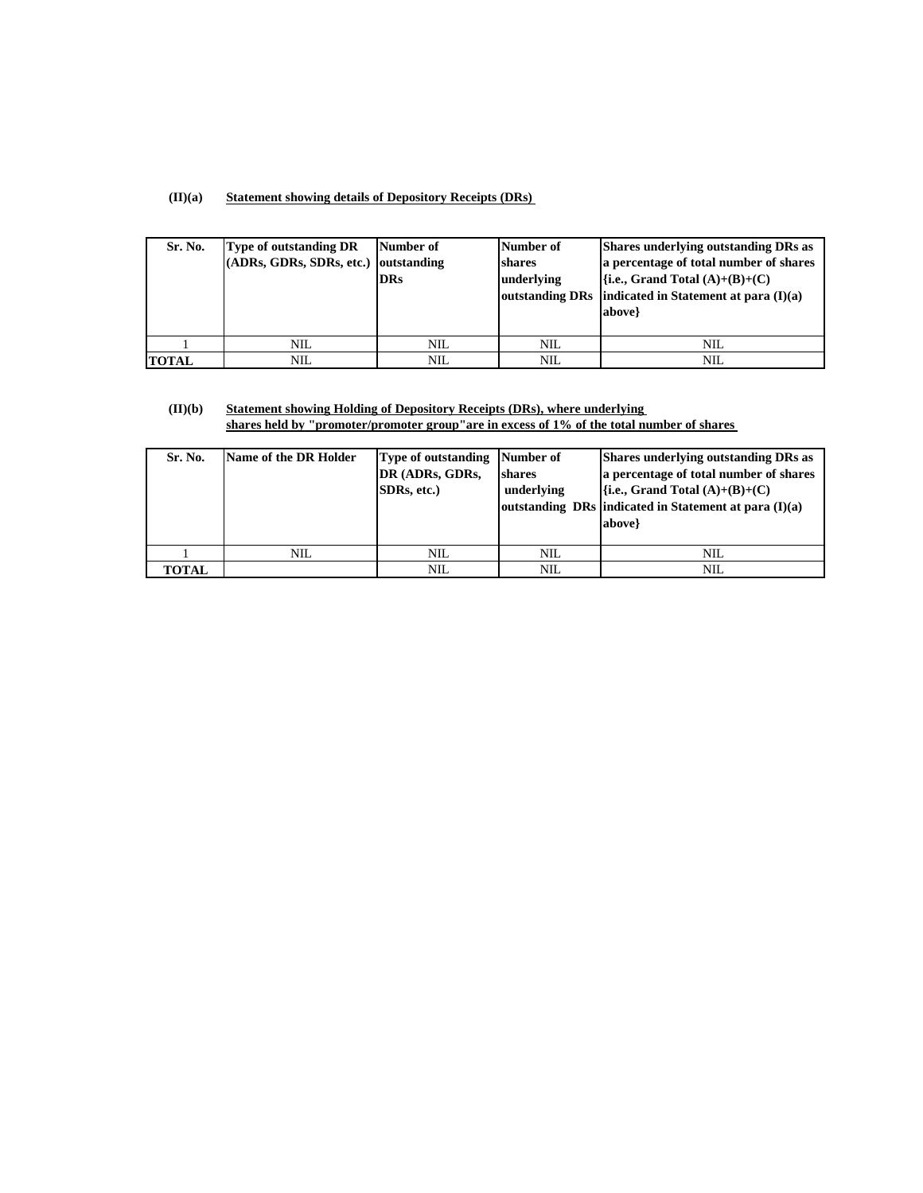**(II)(a) Statement showing details of Depository Receipts (DRs)**

| Sr. No. | Type of outstanding DR (ADRs, GDRs, SDRs, etc.) | Number of outstanding DRs | Number of shares underlying outstanding DRs | Shares underlying outstanding DRs as a percentage of total number of shares {i.e., Grand Total (A)+(B)+(C) indicated in Statement at para (I)(a) above} |
|---|---|---|---|---|
| 1 | NIL | NIL | NIL | NIL |
| TOTAL | NIL | NIL | NIL | NIL |

**(II)(b) Statement showing Holding of Depository Receipts (DRs), where underlying shares held by "promoter/promoter group"are in excess of 1% of the total number of shares**

| Sr. No. | Name of the DR Holder | Type of outstanding DR (ADRs, GDRs, SDRs, etc.) | Number of shares underlying outstanding DRs | Shares underlying outstanding DRs as a percentage of total number of shares {i.e., Grand Total (A)+(B)+(C) indicated in Statement at para (I)(a) above} |
|---|---|---|---|---|
| 1 | NIL | NIL | NIL | NIL |
| TOTAL | | NIL | NIL | NIL |